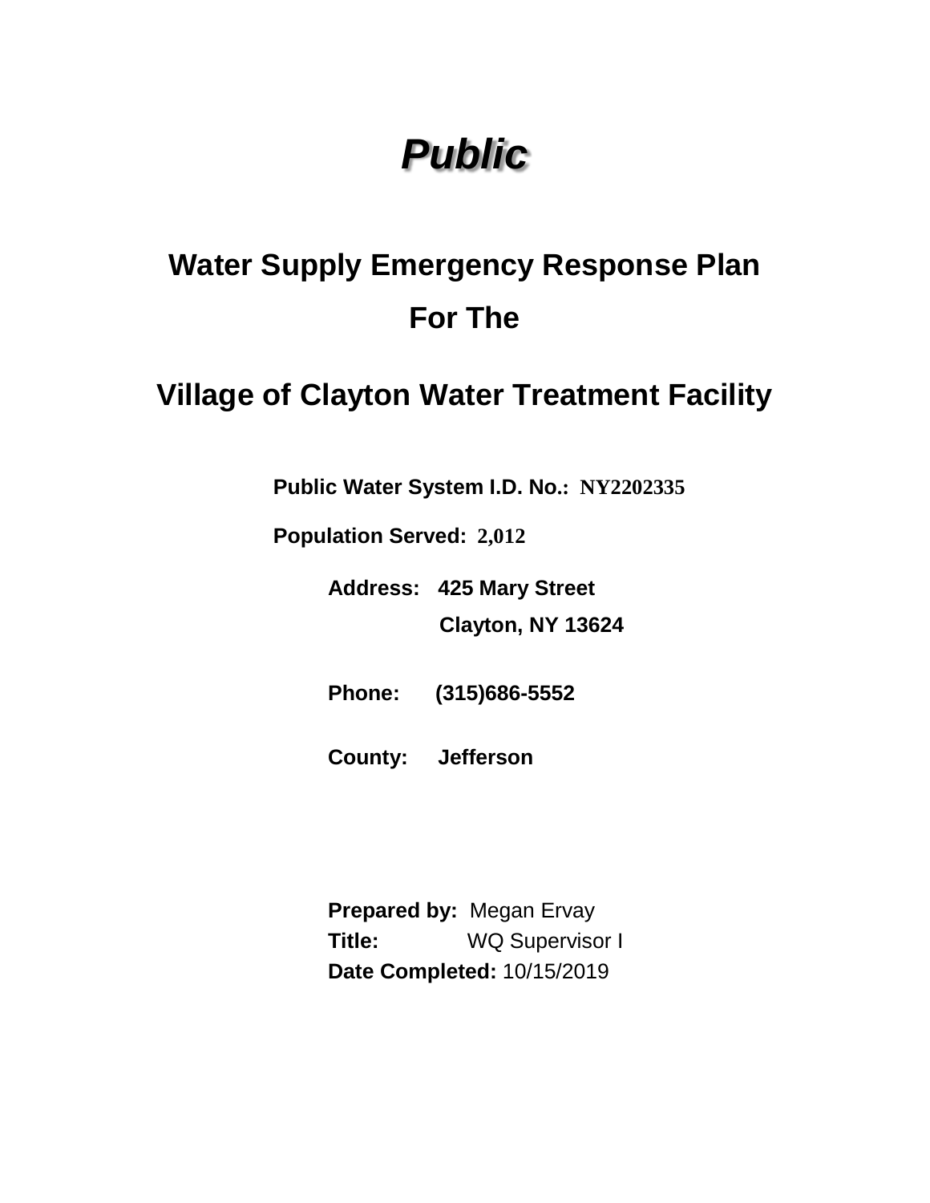# *Public*

## Water Supply Emergency Response Plan
## For The
## Village of Clayton Water Treatment Facility

**Public Water System I.D. No.: NY2202335**

**Population Served: 2,012**

**Address: 425 Mary Street**
**Clayton, NY 13624**

**Phone: (315)686-5552**

**County: Jefferson**

**Prepared by:** Megan Ervay
**Title:** WQ Supervisor I
**Date Completed:** 10/15/2019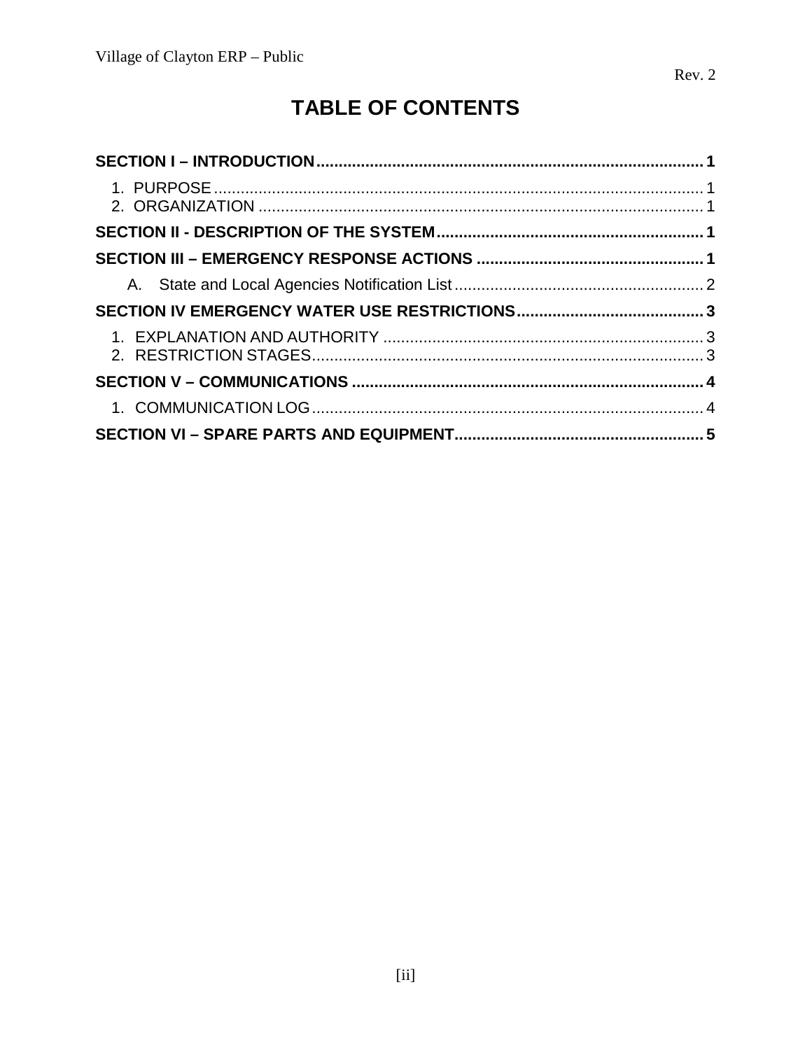# TABLE OF CONTENTS

**SECTION I – INTRODUCTION** ........................................................................................ **1**

1. PURPOSE ............................................................................................................. 1
2. ORGANIZATION ................................................................................................... 1

**SECTION II - DESCRIPTION OF THE SYSTEM** ............................................................ **1**

**SECTION III – EMERGENCY RESPONSE ACTIONS** ................................................... **1**

A. State and Local Agencies Notification List ........................................................ 2

**SECTION IV EMERGENCY WATER USE RESTRICTIONS** .......................................... **3**

1. EXPLANATION AND AUTHORITY ....................................................................... 3
2. RESTRICTION STAGES ........................................................................................ 3

**SECTION V – COMMUNICATIONS** ............................................................................... **4**

1. COMMUNICATION LOG ........................................................................................ 4

**SECTION VI – SPARE PARTS AND EQUIPMENT** ........................................................ **5**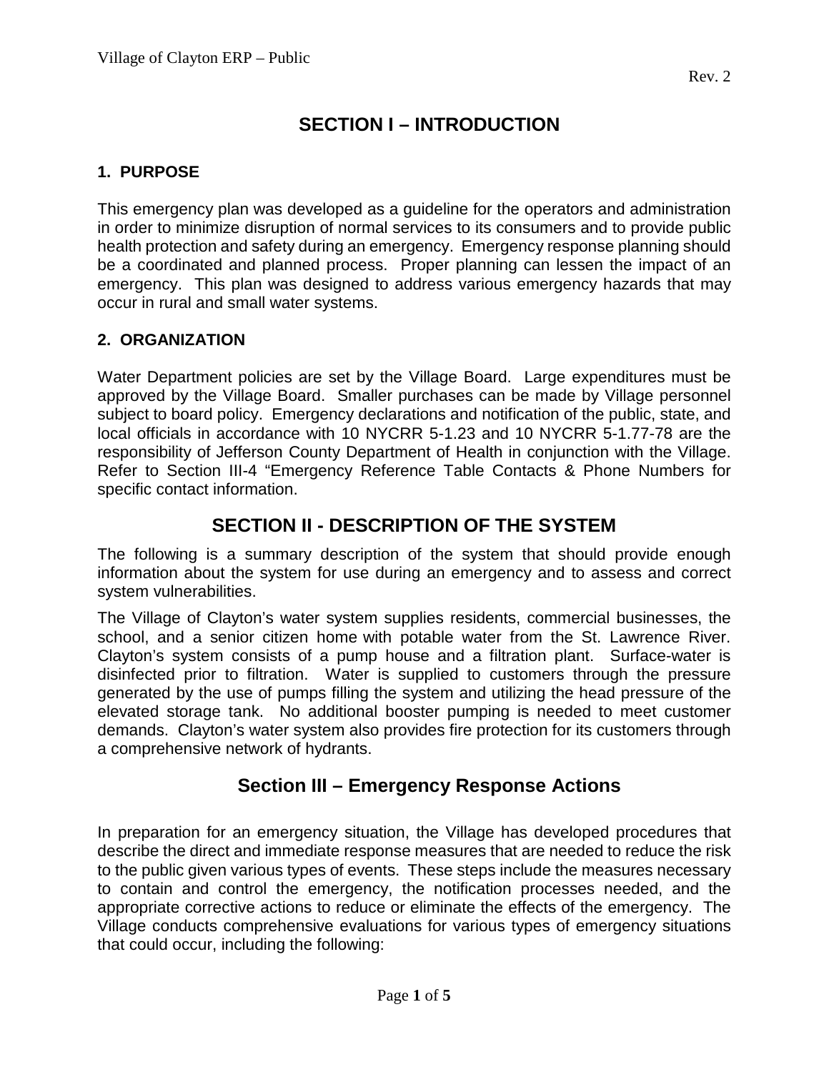# SECTION I – INTRODUCTION

### 1. PURPOSE

This emergency plan was developed as a guideline for the operators and administration in order to minimize disruption of normal services to its consumers and to provide public health protection and safety during an emergency. Emergency response planning should be a coordinated and planned process. Proper planning can lessen the impact of an emergency. This plan was designed to address various emergency hazards that may occur in rural and small water systems.

### 2. ORGANIZATION

Water Department policies are set by the Village Board. Large expenditures must be approved by the Village Board. Smaller purchases can be made by Village personnel subject to board policy. Emergency declarations and notification of the public, state, and local officials in accordance with 10 NYCRR 5-1.23 and 10 NYCRR 5-1.77-78 are the responsibility of Jefferson County Department of Health in conjunction with the Village. Refer to Section III-4 "Emergency Reference Table Contacts & Phone Numbers for specific contact information.

# SECTION II - DESCRIPTION OF THE SYSTEM

The following is a summary description of the system that should provide enough information about the system for use during an emergency and to assess and correct system vulnerabilities.

The Village of Clayton's water system supplies residents, commercial businesses, the school, and a senior citizen home with potable water from the St. Lawrence River. Clayton's system consists of a pump house and a filtration plant. Surface-water is disinfected prior to filtration. Water is supplied to customers through the pressure generated by the use of pumps filling the system and utilizing the head pressure of the elevated storage tank. No additional booster pumping is needed to meet customer demands. Clayton's water system also provides fire protection for its customers through a comprehensive network of hydrants.

# Section III – Emergency Response Actions

In preparation for an emergency situation, the Village has developed procedures that describe the direct and immediate response measures that are needed to reduce the risk to the public given various types of events. These steps include the measures necessary to contain and control the emergency, the notification processes needed, and the appropriate corrective actions to reduce or eliminate the effects of the emergency. The Village conducts comprehensive evaluations for various types of emergency situations that could occur, including the following: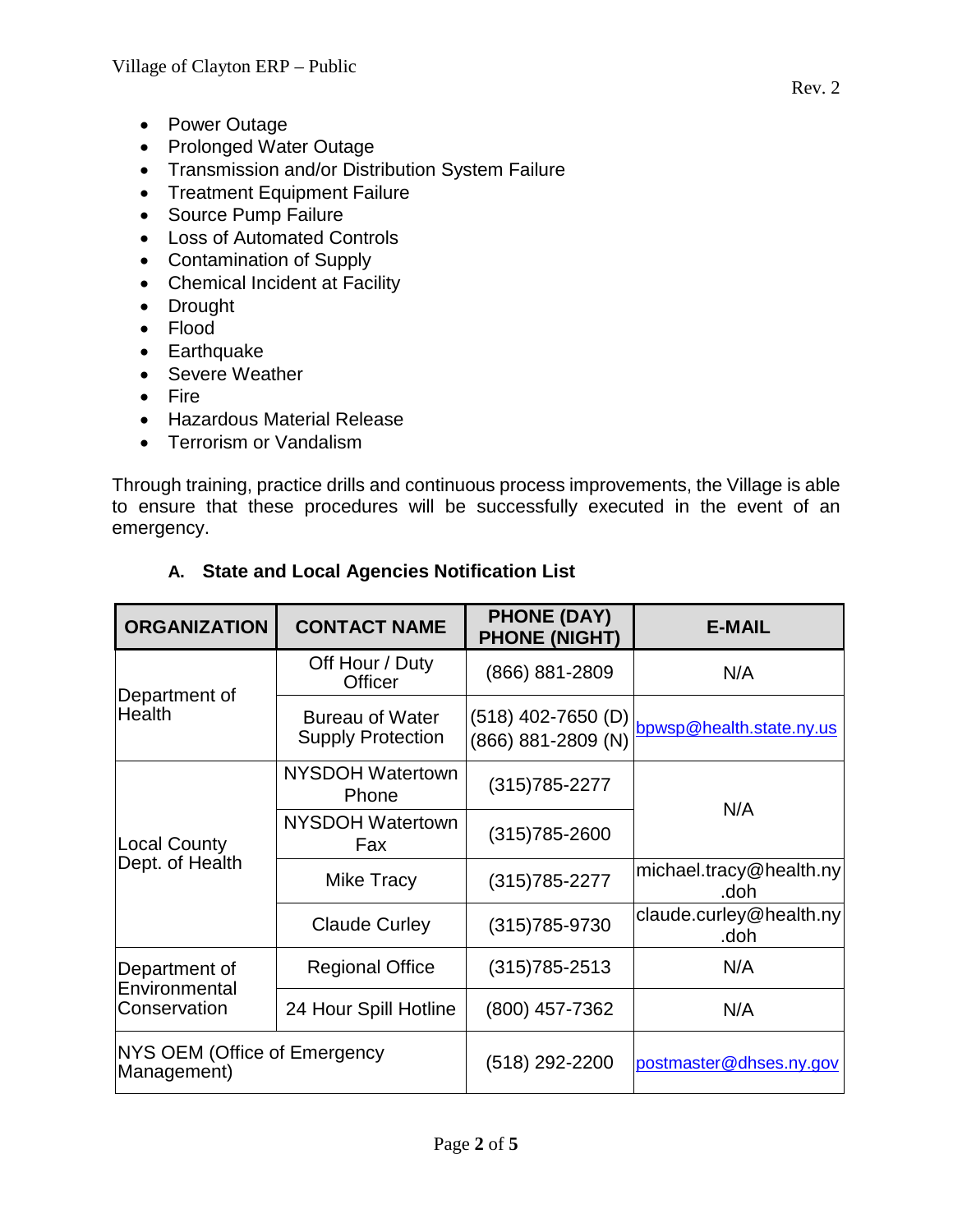- Power Outage
- Prolonged Water Outage
- Transmission and/or Distribution System Failure
- Treatment Equipment Failure
- Source Pump Failure
- Loss of Automated Controls
- Contamination of Supply
- Chemical Incident at Facility
- Drought
- Flood
- Earthquake
- Severe Weather
- Fire
- Hazardous Material Release
- Terrorism or Vandalism

Through training, practice drills and continuous process improvements, the Village is able to ensure that these procedures will be successfully executed in the event of an emergency.

### A. State and Local Agencies Notification List

| ORGANIZATION | CONTACT NAME | PHONE (DAY) PHONE (NIGHT) | E-MAIL |
|---|---|---|---|
| Department of Health | Off Hour / Duty Officer | (866) 881-2809 | N/A |
| | Bureau of Water Supply Protection | (518) 402-7650 (D) (866) 881-2809 (N) | bpwsp@health.state.ny.us |
| Local County Dept. of Health | NYSDOH Watertown Phone | (315)785-2277 | N/A |
| | NYSDOH Watertown Fax | (315)785-2600 | |
| | Mike Tracy | (315)785-2277 | michael.tracy@health.ny.doh |
| | Claude Curley | (315)785-9730 | claude.curley@health.ny.doh |
| Department of Environmental Conservation | Regional Office | (315)785-2513 | N/A |
| | 24 Hour Spill Hotline | (800) 457-7362 | N/A |
| NYS OEM (Office of Emergency Management) | | (518) 292-2200 | postmaster@dhses.ny.gov |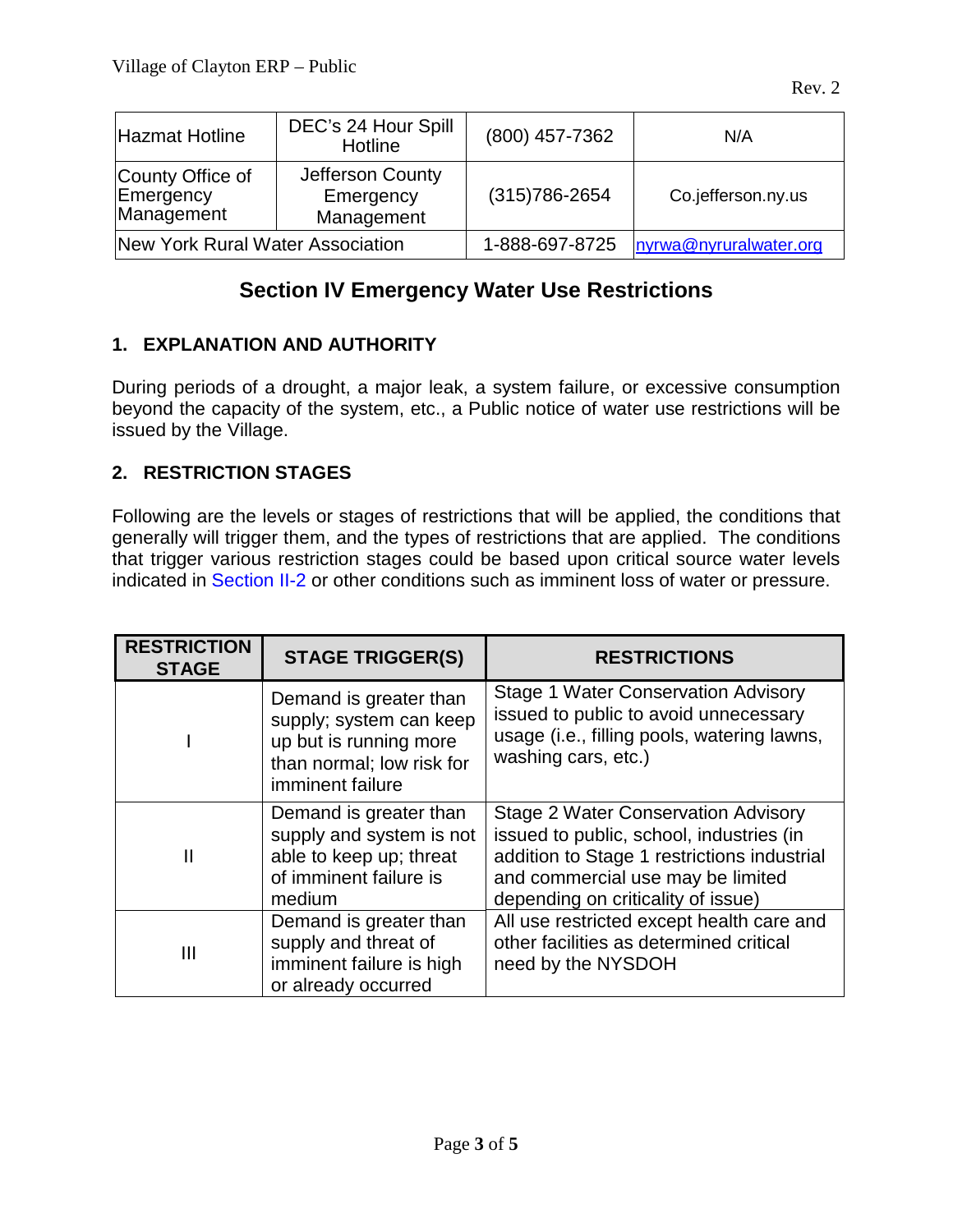| | | | |
|---|---|---|---|
| Hazmat Hotline | DEC's 24 Hour Spill Hotline | (800) 457-7362 | N/A |
| County Office of Emergency Management | Jefferson County Emergency Management | (315)786-2654 | Co.jefferson.ny.us |
| New York Rural Water Association | | 1-888-697-8725 | nyrwa@nyruralwater.org |

## Section IV Emergency Water Use Restrictions

### 1. EXPLANATION AND AUTHORITY

During periods of a drought, a major leak, a system failure, or excessive consumption beyond the capacity of the system, etc., a Public notice of water use restrictions will be issued by the Village.

### 2. RESTRICTION STAGES

Following are the levels or stages of restrictions that will be applied, the conditions that generally will trigger them, and the types of restrictions that are applied. The conditions that trigger various restriction stages could be based upon critical source water levels indicated in Section II-2 or other conditions such as imminent loss of water or pressure.

| RESTRICTION STAGE | STAGE TRIGGER(S) | RESTRICTIONS |
|---|---|---|
| I | Demand is greater than supply; system can keep up but is running more than normal; low risk for imminent failure | Stage 1 Water Conservation Advisory issued to public to avoid unnecessary usage (i.e., filling pools, watering lawns, washing cars, etc.) |
| II | Demand is greater than supply and system is not able to keep up; threat of imminent failure is medium | Stage 2 Water Conservation Advisory issued to public, school, industries (in addition to Stage 1 restrictions industrial and commercial use may be limited depending on criticality of issue) |
| III | Demand is greater than supply and threat of imminent failure is high or already occurred | All use restricted except health care and other facilities as determined critical need by the NYSDOH |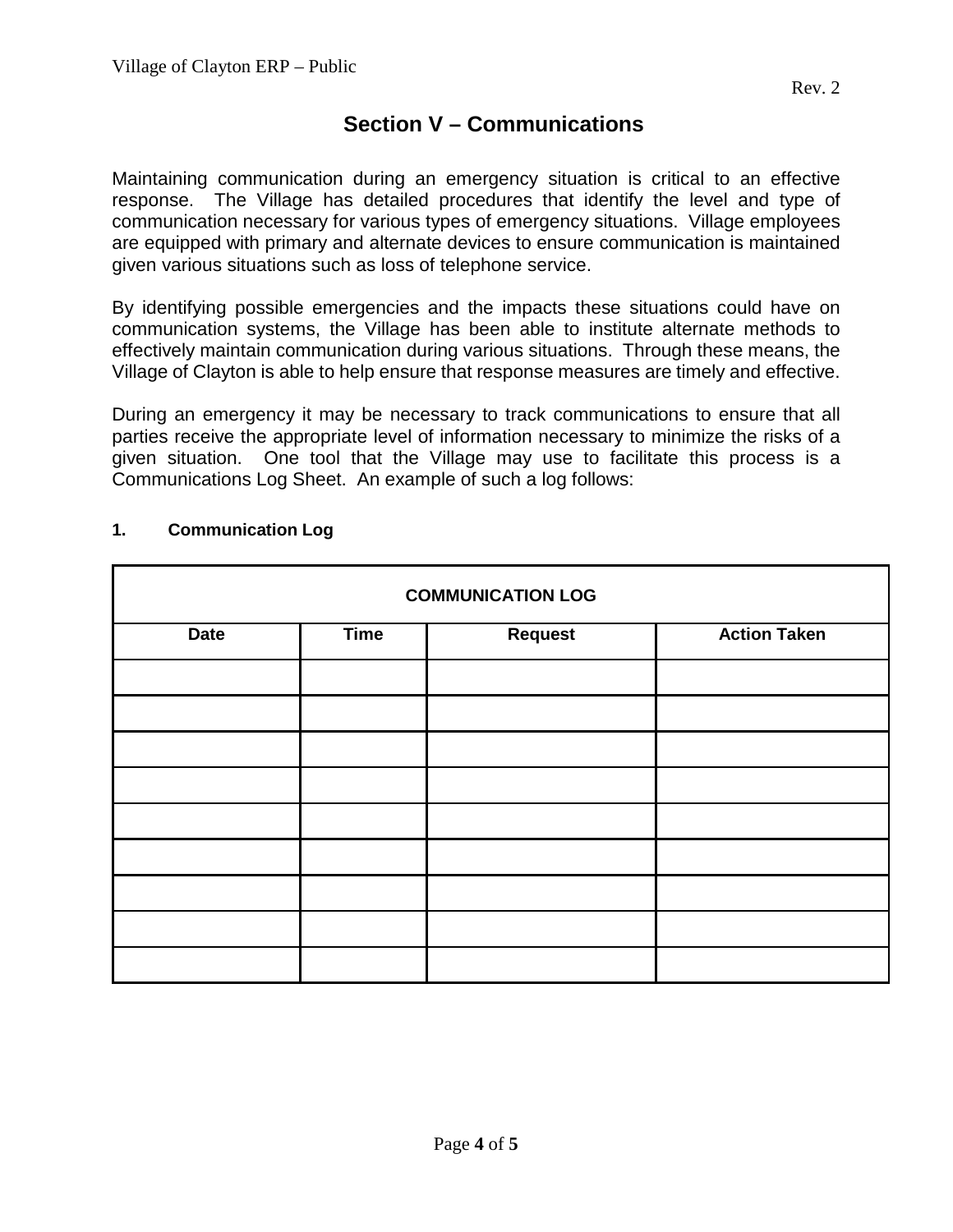# Section V – Communications

Maintaining communication during an emergency situation is critical to an effective response. The Village has detailed procedures that identify the level and type of communication necessary for various types of emergency situations. Village employees are equipped with primary and alternate devices to ensure communication is maintained given various situations such as loss of telephone service.

By identifying possible emergencies and the impacts these situations could have on communication systems, the Village has been able to institute alternate methods to effectively maintain communication during various situations. Through these means, the Village of Clayton is able to help ensure that response measures are timely and effective.

During an emergency it may be necessary to track communications to ensure that all parties receive the appropriate level of information necessary to minimize the risks of a given situation. One tool that the Village may use to facilitate this process is a Communications Log Sheet. An example of such a log follows:

### 1. Communication Log

| COMMUNICATION LOG | | | |
|---|---|---|---|
| **Date** | **Time** | **Request** | **Action Taken** |
| | | | |
| | | | |
| | | | |
| | | | |
| | | | |
| | | | |
| | | | |
| | | | |
| | | | |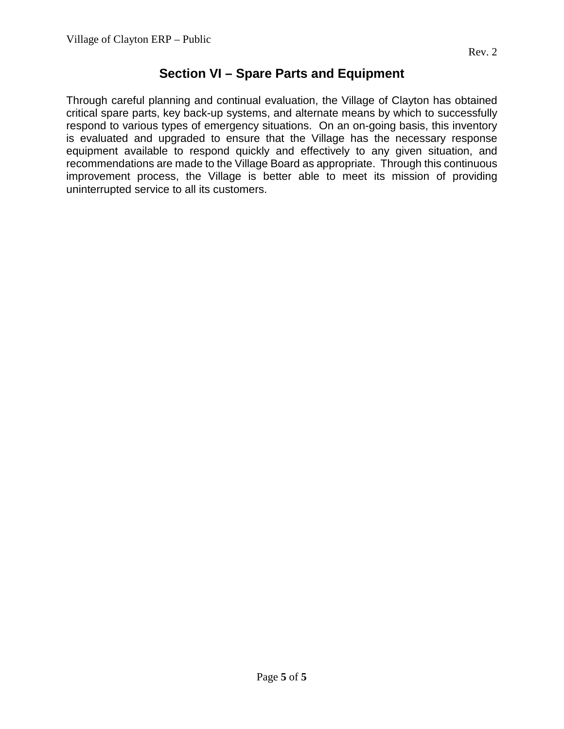## Section VI – Spare Parts and Equipment

Through careful planning and continual evaluation, the Village of Clayton has obtained critical spare parts, key back-up systems, and alternate means by which to successfully respond to various types of emergency situations. On an on-going basis, this inventory is evaluated and upgraded to ensure that the Village has the necessary response equipment available to respond quickly and effectively to any given situation, and recommendations are made to the Village Board as appropriate. Through this continuous improvement process, the Village is better able to meet its mission of providing uninterrupted service to all its customers.